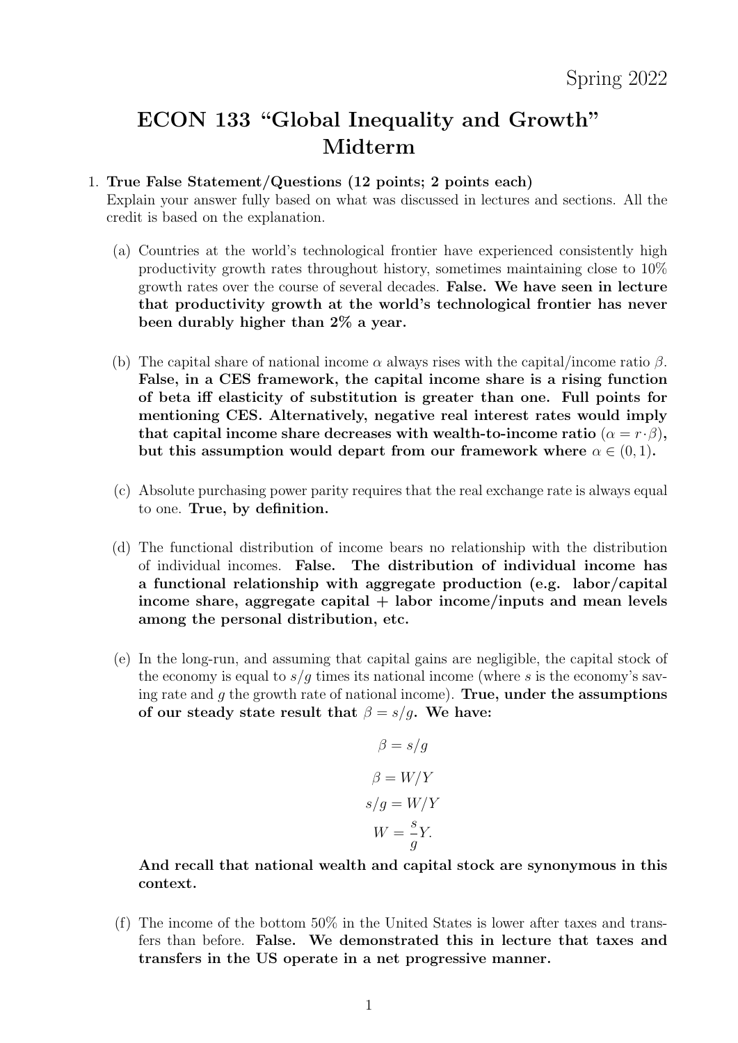Spring 2022

# ECON 133 "Global Inequality and Growth" Midterm

1. **True False Statement/Questions (12 points; 2 points each)**
   Explain your answer fully based on what was discussed in lectures and sections. All the credit is based on the explanation.

   (a) Countries at the world's technological frontier have experienced consistently high productivity growth rates throughout history, sometimes maintaining close to 10% growth rates over the course of several decades. **False. We have seen in lecture that productivity growth at the world's technological frontier has never been durably higher than 2% a year.**

   (b) The capital share of national income $\alpha$ always rises with the capital/income ratio $\beta$. **False, in a CES framework, the capital income share is a rising function of beta iff elasticity of substitution is greater than one. Full points for mentioning CES. Alternatively, negative real interest rates would imply that capital income share decreases with wealth-to-income ratio ($\alpha = r \cdot \beta$), but this assumption would depart from our framework where $\alpha \in (0, 1)$.**

   (c) Absolute purchasing power parity requires that the real exchange rate is always equal to one. **True, by definition.**

   (d) The functional distribution of income bears no relationship with the distribution of individual incomes. **False. The distribution of individual income has a functional relationship with aggregate production (e.g. labor/capital income share, aggregate capital + labor income/inputs and mean levels among the personal distribution, etc.**

   (e) In the long-run, and assuming that capital gains are negligible, the capital stock of the economy is equal to $s/g$ times its national income (where $s$ is the economy's saving rate and $g$ the growth rate of national income). **True, under the assumptions of our steady state result that $\beta = s/g$. We have:**

   $$\beta = s/g$$

   $$\beta = W/Y$$

   $$s/g = W/Y$$

   $$W = \frac{s}{g}Y.$$

   **And recall that national wealth and capital stock are synonymous in this context.**

   (f) The income of the bottom 50% in the United States is lower after taxes and transfers than before. **False. We demonstrated this in lecture that taxes and transfers in the US operate in a net progressive manner.**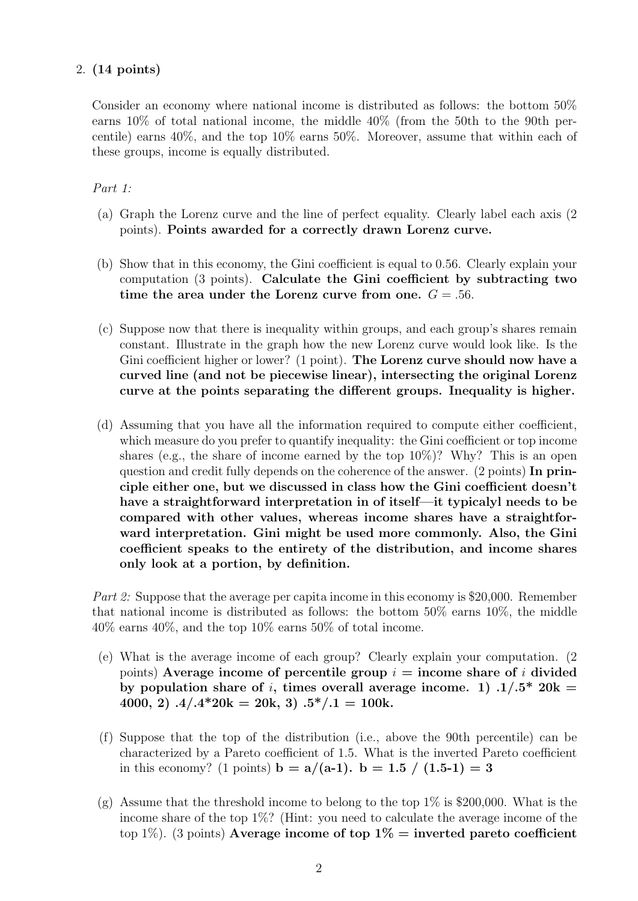2. **(14 points)**

Consider an economy where national income is distributed as follows: the bottom 50% earns 10% of total national income, the middle 40% (from the 50th to the 90th percentile) earns 40%, and the top 10% earns 50%. Moreover, assume that within each of these groups, income is equally distributed.

*Part 1:*

(a) Graph the Lorenz curve and the line of perfect equality. Clearly label each axis (2 points). **Points awarded for a correctly drawn Lorenz curve.**

(b) Show that in this economy, the Gini coefficient is equal to 0.56. Clearly explain your computation (3 points). **Calculate the Gini coefficient by subtracting two time the area under the Lorenz curve from one.** $G = .56$.

(c) Suppose now that there is inequality within groups, and each group's shares remain constant. Illustrate in the graph how the new Lorenz curve would look like. Is the Gini coefficient higher or lower? (1 point). **The Lorenz curve should now have a curved line (and not be piecewise linear), intersecting the original Lorenz curve at the points separating the different groups. Inequality is higher.**

(d) Assuming that you have all the information required to compute either coefficient, which measure do you prefer to quantify inequality: the Gini coefficient or top income shares (e.g., the share of income earned by the top 10%)? Why? This is an open question and credit fully depends on the coherence of the answer. (2 points) **In principle either one, but we discussed in class how the Gini coefficient doesn't have a straightforward interpretation in of itself—it typicalyl needs to be compared with other values, whereas income shares have a straightforward interpretation. Gini might be used more commonly. Also, the Gini coefficient speaks to the entirety of the distribution, and income shares only look at a portion, by definition.**

*Part 2:* Suppose that the average per capita income in this economy is \$20,000. Remember that national income is distributed as follows: the bottom 50% earns 10%, the middle 40% earns 40%, and the top 10% earns 50% of total income.

(e) What is the average income of each group? Clearly explain your computation. (2 points) **Average income of percentile group $i$ = income share of $i$ divided by population share of $i$, times overall average income. 1) .1/.5* 20k = 4000, 2) .4/.4*20k = 20k, 3) .5*/.1 = 100k.**

(f) Suppose that the top of the distribution (i.e., above the 90th percentile) can be characterized by a Pareto coefficient of 1.5. What is the inverted Pareto coefficient in this economy? (1 points) **b = a/(a-1). b = 1.5 / (1.5-1) = 3**

(g) Assume that the threshold income to belong to the top 1% is \$200,000. What is the income share of the top 1%? (Hint: you need to calculate the average income of the top 1%). (3 points) **Average income of top 1% = inverted pareto coefficient**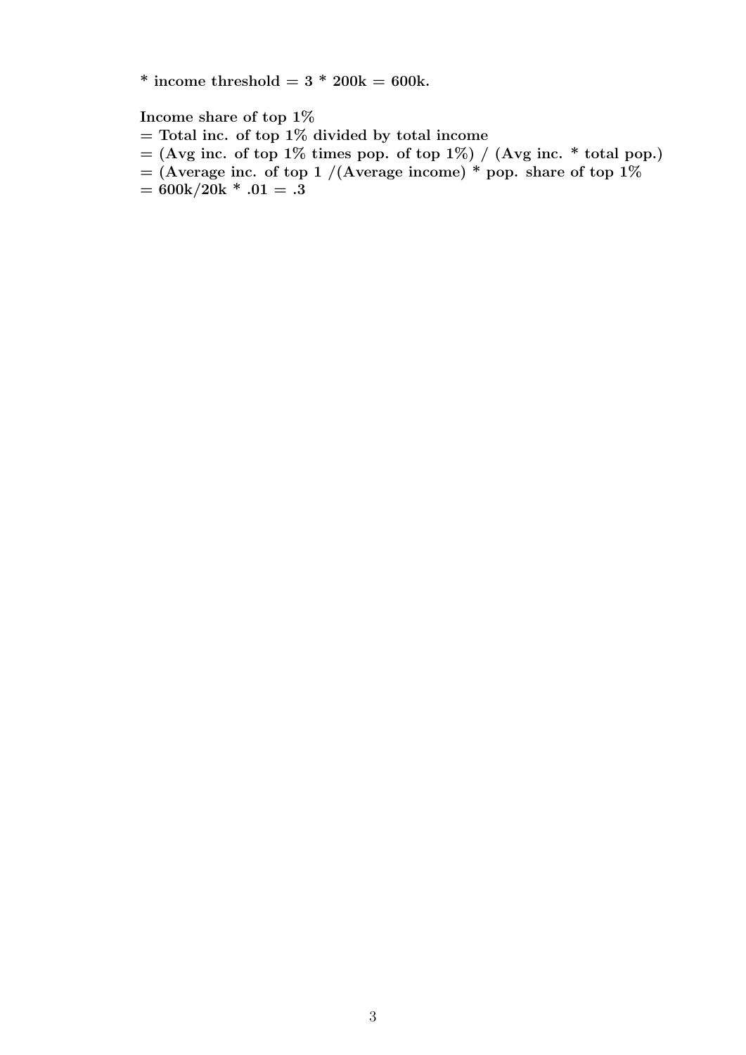**\* income threshold = 3 \* 200k = 600k.**

**Income share of top 1%**
**= Total inc. of top 1% divided by total income**
**= (Avg inc. of top 1% times pop. of top 1%) / (Avg inc. \* total pop.)**
**= (Average inc. of top 1 /(Average income) \* pop. share of top 1%**
**= 600k/20k \* .01 = .3**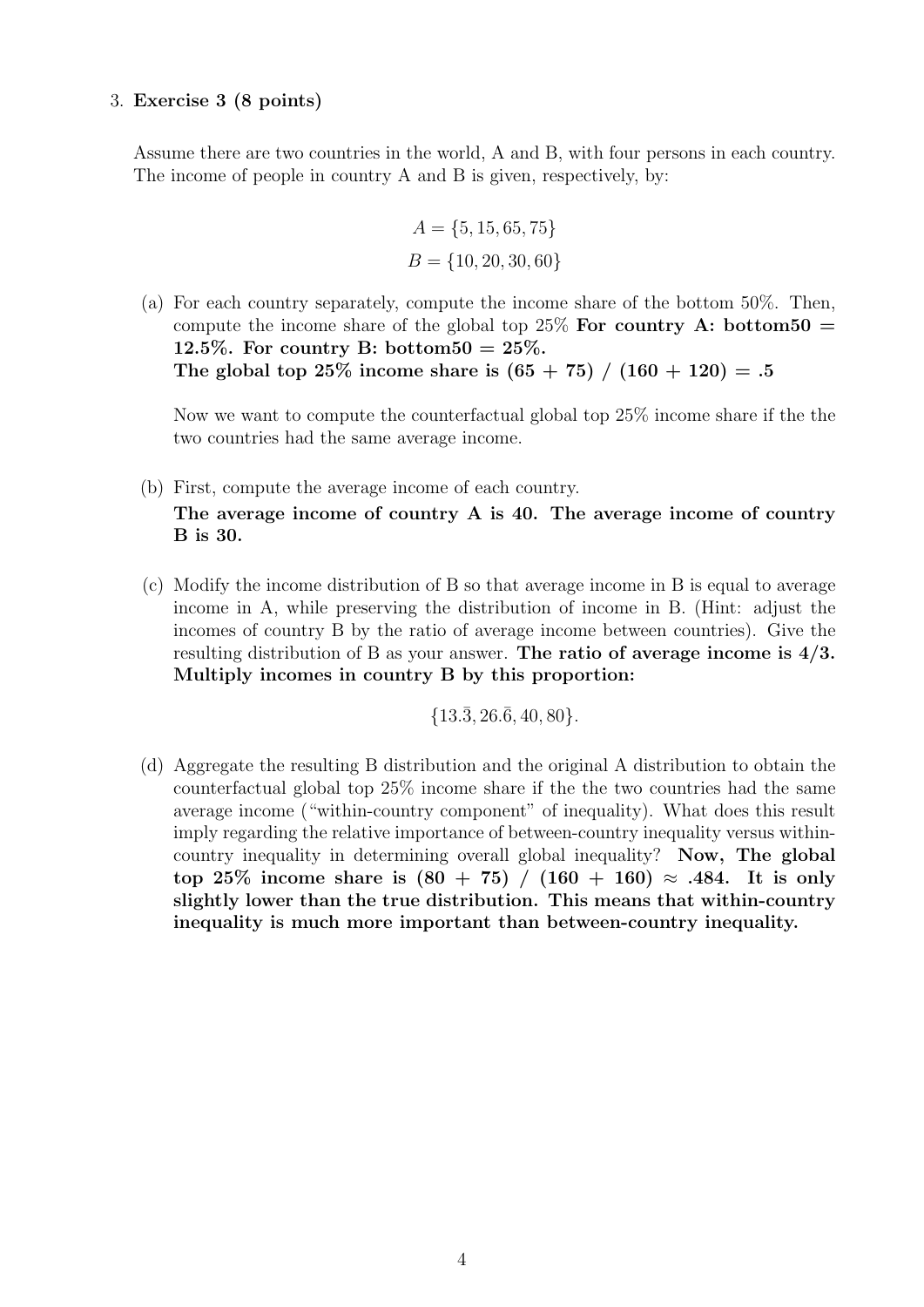3. **Exercise 3 (8 points)**

   Assume there are two countries in the world, A and B, with four persons in each country. The income of people in country A and B is given, respectively, by:

   $$A = \{5, 15, 65, 75\}$$
   $$B = \{10, 20, 30, 60\}$$

   (a) For each country separately, compute the income share of the bottom 50%. Then, compute the income share of the global top 25% **For country A: bottom50 = 12.5%. For country B: bottom50 = 25%.**
   **The global top 25% income share is (65 + 75) / (160 + 120) = .5**

   Now we want to compute the counterfactual global top 25% income share if the the two countries had the same average income.

   (b) First, compute the average income of each country.
   **The average income of country A is 40. The average income of country B is 30.**

   (c) Modify the income distribution of B so that average income in B is equal to average income in A, while preserving the distribution of income in B. (Hint: adjust the incomes of country B by the ratio of average income between countries). Give the resulting distribution of B as your answer. **The ratio of average income is 4/3. Multiply incomes in country B by this proportion:**

   $$\{13.\bar{3}, 26.\bar{6}, 40, 80\}.$$

   (d) Aggregate the resulting B distribution and the original A distribution to obtain the counterfactual global top 25% income share if the the two countries had the same average income ("within-country component" of inequality). What does this result imply regarding the relative importance of between-country inequality versus within-country inequality in determining overall global inequality? **Now, The global top 25% income share is (80 + 75) / (160 + 160) $\approx$ .484. It is only slightly lower than the true distribution. This means that within-country inequality is much more important than between-country inequality.**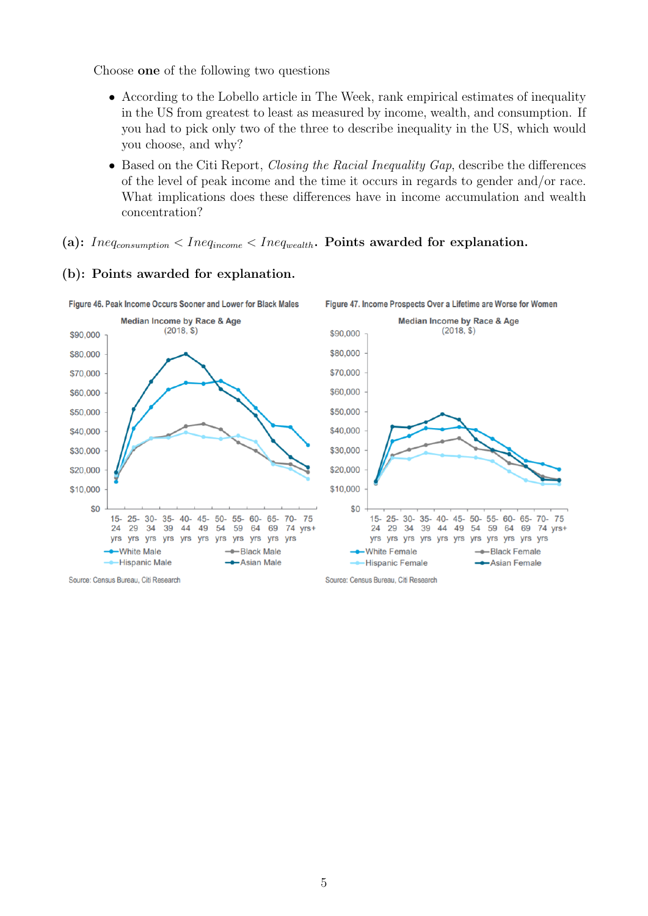Choose **one** of the following two questions

- According to the Lobello article in The Week, rank empirical estimates of inequality in the US from greatest to least as measured by income, wealth, and consumption. If you had to pick only two of the three to describe inequality in the US, which would you choose, and why?
- Based on the Citi Report, *Closing the Racial Inequality Gap*, describe the differences of the level of peak income and the time it occurs in regards to gender and/or race. What implications does these differences have in income accumulation and wealth concentration?

**(a):** $Ineq_{consumption} < Ineq_{income} < Ineq_{wealth}$. **Points awarded for explanation.**

**(b): Points awarded for explanation.**

Figure 46. Peak Income Occurs Sooner and Lower for Black Males

Median Income by Race & Age
(2018, $)

$90,000
$80,000
$70,000
$60,000
$50,000
$40,000
$30,000
$20,000
$10,000
$0

15-24 yrs, 25-29 yrs, 30-34 yrs, 35-39 yrs, 40-44 yrs, 45-49 yrs, 50-54 yrs, 55-59 yrs, 60-64 yrs, 65-69 yrs, 70-74 yrs, 75 yrs+

White Male, Black Male, Hispanic Male, Asian Male

Source: Census Bureau, Citi Research

Figure 47. Income Prospects Over a Lifetime are Worse for Women

Median Income by Race & Age
(2018, $)

$90,000
$80,000
$70,000
$60,000
$50,000
$40,000
$30,000
$20,000
$10,000
$0

15-24 yrs, 25-29 yrs, 30-34 yrs, 35-39 yrs, 40-44 yrs, 45-49 yrs, 50-54 yrs, 55-59 yrs, 60-64 yrs, 65-69 yrs, 70-74 yrs, 75 yrs+

White Female, Black Female, Hispanic Female, Asian Female

Source: Census Bureau, Citi Research